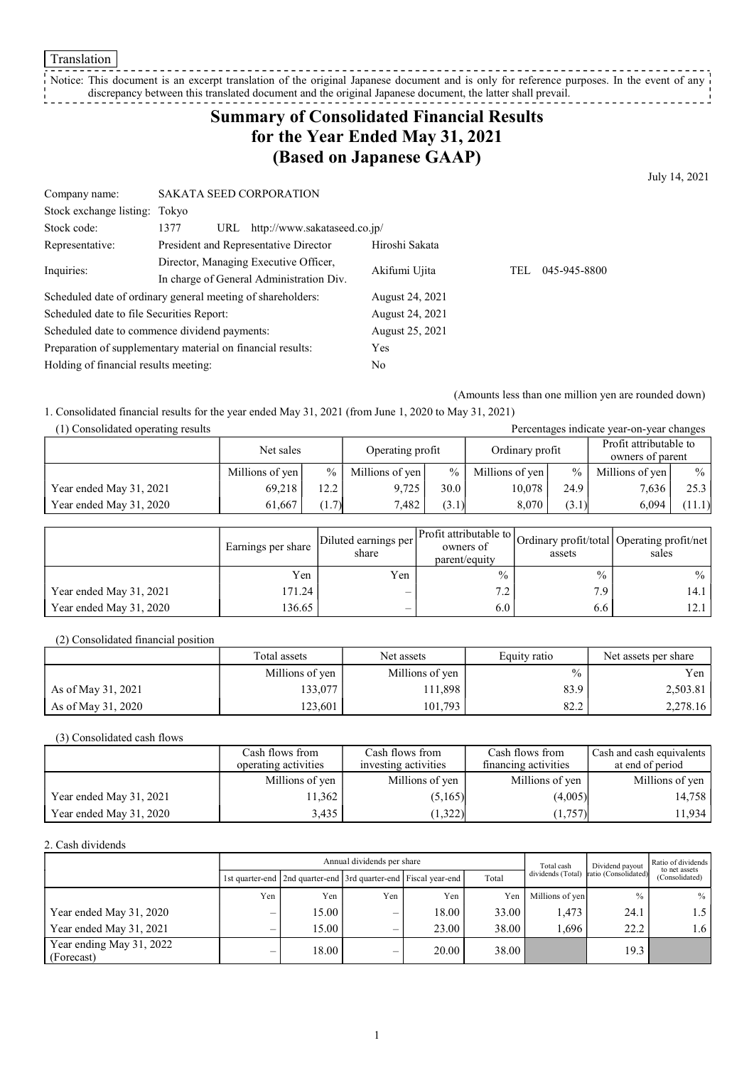Translation

Notice: This document is an excerpt translation of the original Japanese document and is only for reference purposes. In the event of any discrepancy between this translated document and the original Japanese document, the latter shall prevail.

# Summary of Consolidated Financial Results for the Year Ended May 31, 2021 (Based on Japanese GAAP)

July 14, 2021

| | | | |
|---|---|---|---|
| Company name: | SAKATA SEED CORPORATION | | |
| Stock exchange listing: | Tokyo | | |
| Stock code: | 1377 URL http://www.sakataseed.co.jp/ | | |
| Representative: | President and Representative Director | Hiroshi Sakata | |
| Inquiries: | Director, Managing Executive Officer, In charge of General Administration Div. | Akifumi Ujita | TEL 045-945-8800 |

Scheduled date of ordinary general meeting of shareholders: August 24, 2021
Scheduled date to file Securities Report: August 24, 2021
Scheduled date to commence dividend payments: August 25, 2021
Preparation of supplementary material on financial results: Yes
Holding of financial results meeting: No

(Amounts less than one million yen are rounded down)

1. Consolidated financial results for the year ended May 31, 2021 (from June 1, 2020 to May 31, 2021)

(1) Consolidated operating results

Percentages indicate year-on-year changes

| | Net sales | | Operating profit | | Ordinary profit | | Profit attributable to owners of parent | |
|---|---|---|---|---|---|---|---|---|
| | Millions of yen | % | Millions of yen | % | Millions of yen | % | Millions of yen | % |
| Year ended May 31, 2021 | 69,218 | 12.2 | 9,725 | 30.0 | 10,078 | 24.9 | 7,636 | 25.3 |
| Year ended May 31, 2020 | 61,667 | (1.7) | 7,482 | (3.1) | 8,070 | (3.1) | 6,094 | (11.1) |

| | Earnings per share | Diluted earnings per share | Profit attributable to owners of parent/equity | Ordinary profit/total assets | Operating profit/net sales |
|---|---|---|---|---|---|
| | Yen | Yen | % | % | % |
| Year ended May 31, 2021 | 171.24 | – | 7.2 | 7.9 | 14.1 |
| Year ended May 31, 2020 | 136.65 | – | 6.0 | 6.6 | 12.1 |

(2) Consolidated financial position

| | Total assets | Net assets | Equity ratio | Net assets per share |
|---|---|---|---|---|
| | Millions of yen | Millions of yen | % | Yen |
| As of May 31, 2021 | 133,077 | 111,898 | 83.9 | 2,503.81 |
| As of May 31, 2020 | 123,601 | 101,793 | 82.2 | 2,278.16 |

(3) Consolidated cash flows

| | Cash flows from operating activities | Cash flows from investing activities | Cash flows from financing activities | Cash and cash equivalents at end of period |
|---|---|---|---|---|
| | Millions of yen | Millions of yen | Millions of yen | Millions of yen |
| Year ended May 31, 2021 | 11,362 | (5,165) | (4,005) | 14,758 |
| Year ended May 31, 2020 | 3,435 | (1,322) | (1,757) | 11,934 |

2. Cash dividends

| | Annual dividends per share | | | | | Total cash dividends (Total) | Dividend payout ratio (Consolidated) | Ratio of dividends to net assets (Consolidated) |
|---|---|---|---|---|---|---|---|---|
| | 1st quarter-end | 2nd quarter-end | 3rd quarter-end | Fiscal year-end | Total | | | |
| | Yen | Yen | Yen | Yen | Yen | Millions of yen | % | % |
| Year ended May 31, 2020 | – | 15.00 | – | 18.00 | 33.00 | 1,473 | 24.1 | 1.5 |
| Year ended May 31, 2021 | – | 15.00 | – | 23.00 | 38.00 | 1,696 | 22.2 | 1.6 |
| Year ending May 31, 2022 (Forecast) | – | 18.00 | – | 20.00 | 38.00 | | 19.3 | |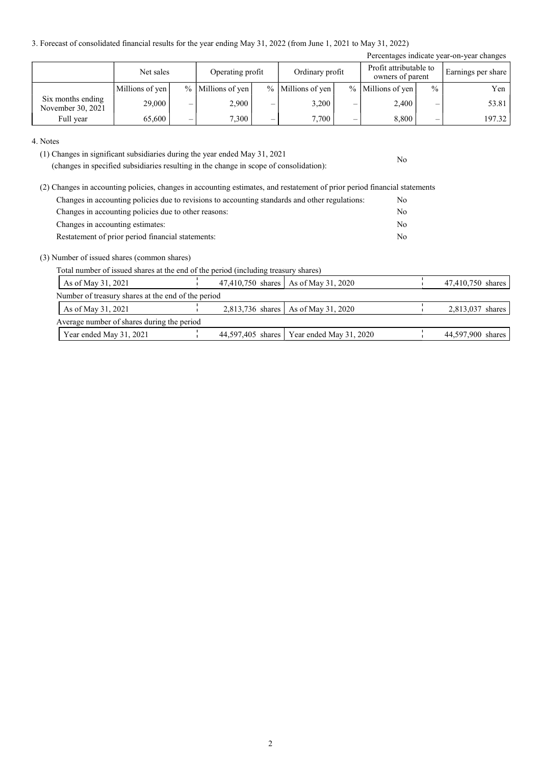3. Forecast of consolidated financial results for the year ending May 31, 2022 (from June 1, 2021 to May 31, 2022)

Percentages indicate year-on-year changes

| | Net sales | | Operating profit | | Ordinary profit | | Profit attributable to owners of parent | | Earnings per share |
|---|---|---|---|---|---|---|---|---|---|
| | Millions of yen | % | Millions of yen | % | Millions of yen | % | Millions of yen | % | Yen |
| Six months ending November 30, 2021 | 29,000 | – | 2,900 | – | 3,200 | – | 2,400 | – | 53.81 |
| Full year | 65,600 | – | 7,300 | – | 7,700 | – | 8,800 | – | 197.32 |

4. Notes

(1) Changes in significant subsidiaries during the year ended May 31, 2021 (changes in specified subsidiaries resulting in the change in scope of consolidation): No

(2) Changes in accounting policies, changes in accounting estimates, and restatement of prior period financial statements

| | |
|---|---|
| Changes in accounting policies due to revisions to accounting standards and other regulations: | No |
| Changes in accounting policies due to other reasons: | No |
| Changes in accounting estimates: | No |
| Restatement of prior period financial statements: | No |

(3) Number of issued shares (common shares)

Total number of issued shares at the end of the period (including treasury shares)

| | | | |
|---|---|---|---|
| As of May 31, 2021 | 47,410,750 shares | As of May 31, 2020 | 47,410,750 shares |

Number of treasury shares at the end of the period

| | | | |
|---|---|---|---|
| As of May 31, 2021 | 2,813,736 shares | As of May 31, 2020 | 2,813,037 shares |

Average number of shares during the period

| | | | |
|---|---|---|---|
| Year ended May 31, 2021 | 44,597,405 shares | Year ended May 31, 2020 | 44,597,900 shares |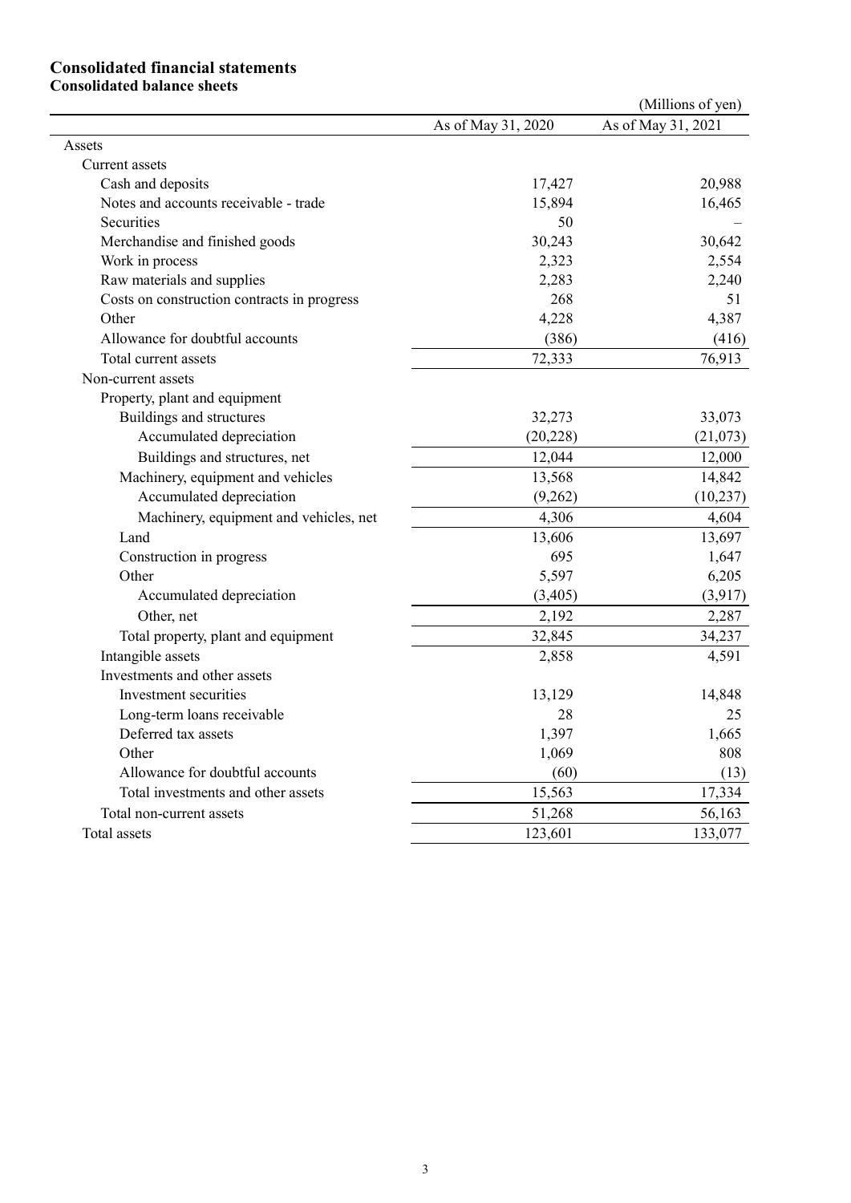# Consolidated financial statements

## Consolidated balance sheets

(Millions of yen)

| | As of May 31, 2020 | As of May 31, 2021 |
|---|---|---|
| Assets | | |
| Current assets | | |
| Cash and deposits | 17,427 | 20,988 |
| Notes and accounts receivable - trade | 15,894 | 16,465 |
| Securities | 50 | – |
| Merchandise and finished goods | 30,243 | 30,642 |
| Work in process | 2,323 | 2,554 |
| Raw materials and supplies | 2,283 | 2,240 |
| Costs on construction contracts in progress | 268 | 51 |
| Other | 4,228 | 4,387 |
| Allowance for doubtful accounts | (386) | (416) |
| Total current assets | 72,333 | 76,913 |
| Non-current assets | | |
| Property, plant and equipment | | |
| Buildings and structures | 32,273 | 33,073 |
| Accumulated depreciation | (20,228) | (21,073) |
| Buildings and structures, net | 12,044 | 12,000 |
| Machinery, equipment and vehicles | 13,568 | 14,842 |
| Accumulated depreciation | (9,262) | (10,237) |
| Machinery, equipment and vehicles, net | 4,306 | 4,604 |
| Land | 13,606 | 13,697 |
| Construction in progress | 695 | 1,647 |
| Other | 5,597 | 6,205 |
| Accumulated depreciation | (3,405) | (3,917) |
| Other, net | 2,192 | 2,287 |
| Total property, plant and equipment | 32,845 | 34,237 |
| Intangible assets | 2,858 | 4,591 |
| Investments and other assets | | |
| Investment securities | 13,129 | 14,848 |
| Long-term loans receivable | 28 | 25 |
| Deferred tax assets | 1,397 | 1,665 |
| Other | 1,069 | 808 |
| Allowance for doubtful accounts | (60) | (13) |
| Total investments and other assets | 15,563 | 17,334 |
| Total non-current assets | 51,268 | 56,163 |
| Total assets | 123,601 | 133,077 |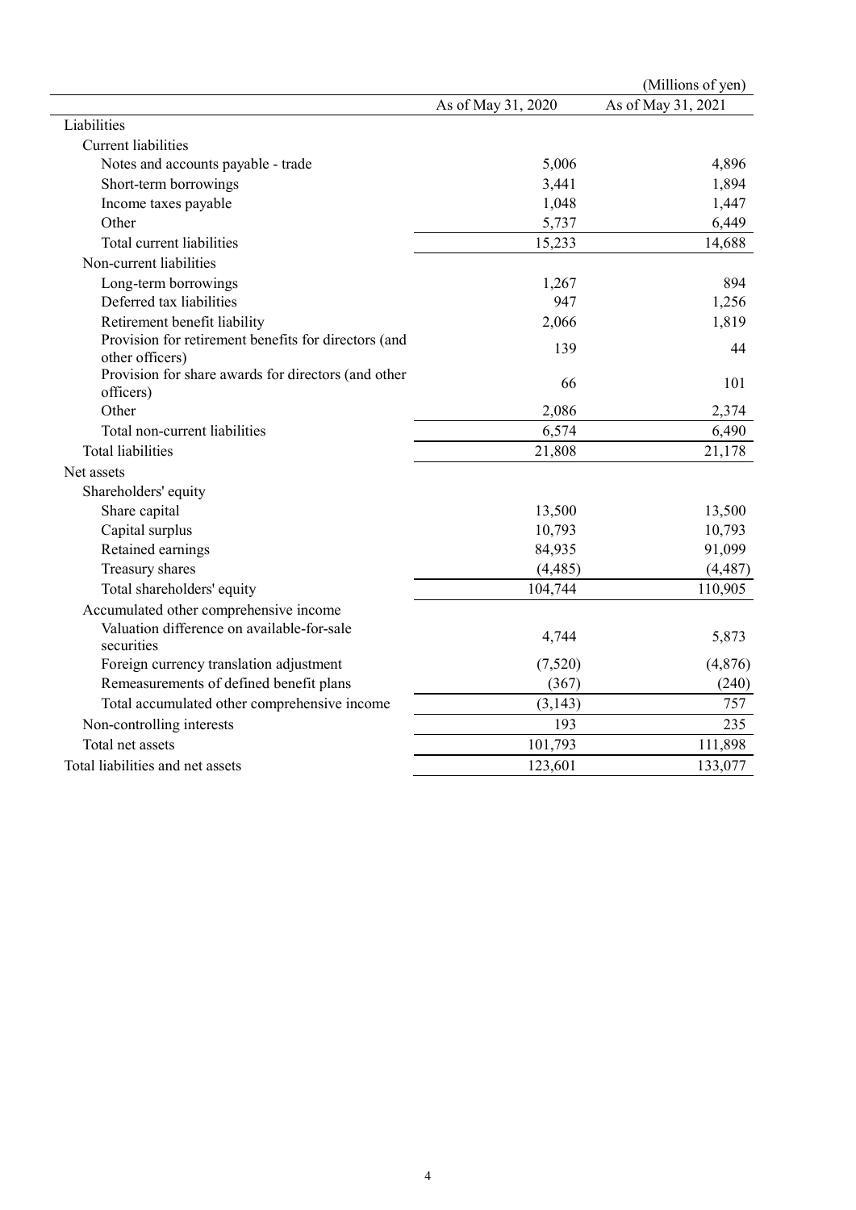(Millions of yen)

| | As of May 31, 2020 | As of May 31, 2021 |
|---|---|---|
| Liabilities | | |
| Current liabilities | | |
| Notes and accounts payable - trade | 5,006 | 4,896 |
| Short-term borrowings | 3,441 | 1,894 |
| Income taxes payable | 1,048 | 1,447 |
| Other | 5,737 | 6,449 |
| Total current liabilities | 15,233 | 14,688 |
| Non-current liabilities | | |
| Long-term borrowings | 1,267 | 894 |
| Deferred tax liabilities | 947 | 1,256 |
| Retirement benefit liability | 2,066 | 1,819 |
| Provision for retirement benefits for directors (and other officers) | 139 | 44 |
| Provision for share awards for directors (and other officers) | 66 | 101 |
| Other | 2,086 | 2,374 |
| Total non-current liabilities | 6,574 | 6,490 |
| Total liabilities | 21,808 | 21,178 |
| Net assets | | |
| Shareholders' equity | | |
| Share capital | 13,500 | 13,500 |
| Capital surplus | 10,793 | 10,793 |
| Retained earnings | 84,935 | 91,099 |
| Treasury shares | (4,485) | (4,487) |
| Total shareholders' equity | 104,744 | 110,905 |
| Accumulated other comprehensive income | | |
| Valuation difference on available-for-sale securities | 4,744 | 5,873 |
| Foreign currency translation adjustment | (7,520) | (4,876) |
| Remeasurements of defined benefit plans | (367) | (240) |
| Total accumulated other comprehensive income | (3,143) | 757 |
| Non-controlling interests | 193 | 235 |
| Total net assets | 101,793 | 111,898 |
| Total liabilities and net assets | 123,601 | 133,077 |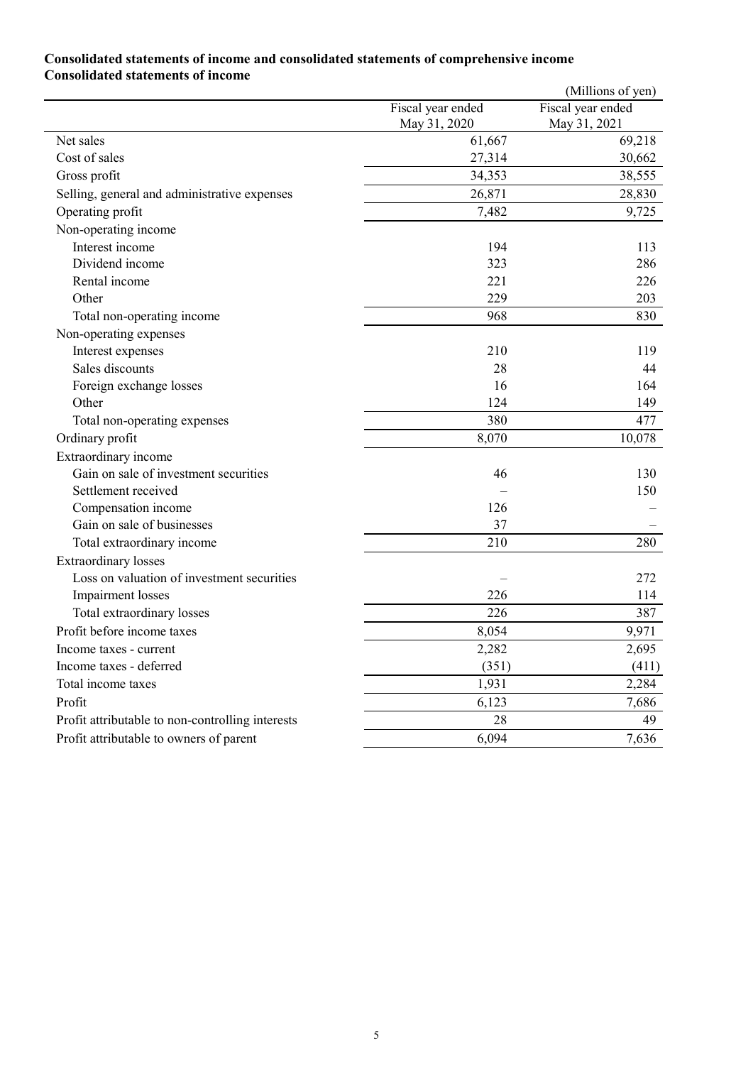**Consolidated statements of income and consolidated statements of comprehensive income**

**Consolidated statements of income**

(Millions of yen)

| | Fiscal year ended May 31, 2020 | Fiscal year ended May 31, 2021 |
|---|---|---|
| Net sales | 61,667 | 69,218 |
| Cost of sales | 27,314 | 30,662 |
| Gross profit | 34,353 | 38,555 |
| Selling, general and administrative expenses | 26,871 | 28,830 |
| Operating profit | 7,482 | 9,725 |
| Non-operating income | | |
| Interest income | 194 | 113 |
| Dividend income | 323 | 286 |
| Rental income | 221 | 226 |
| Other | 229 | 203 |
| Total non-operating income | 968 | 830 |
| Non-operating expenses | | |
| Interest expenses | 210 | 119 |
| Sales discounts | 28 | 44 |
| Foreign exchange losses | 16 | 164 |
| Other | 124 | 149 |
| Total non-operating expenses | 380 | 477 |
| Ordinary profit | 8,070 | 10,078 |
| Extraordinary income | | |
| Gain on sale of investment securities | 46 | 130 |
| Settlement received | – | 150 |
| Compensation income | 126 | – |
| Gain on sale of businesses | 37 | – |
| Total extraordinary income | 210 | 280 |
| Extraordinary losses | | |
| Loss on valuation of investment securities | – | 272 |
| Impairment losses | 226 | 114 |
| Total extraordinary losses | 226 | 387 |
| Profit before income taxes | 8,054 | 9,971 |
| Income taxes - current | 2,282 | 2,695 |
| Income taxes - deferred | (351) | (411) |
| Total income taxes | 1,931 | 2,284 |
| Profit | 6,123 | 7,686 |
| Profit attributable to non-controlling interests | 28 | 49 |
| Profit attributable to owners of parent | 6,094 | 7,636 |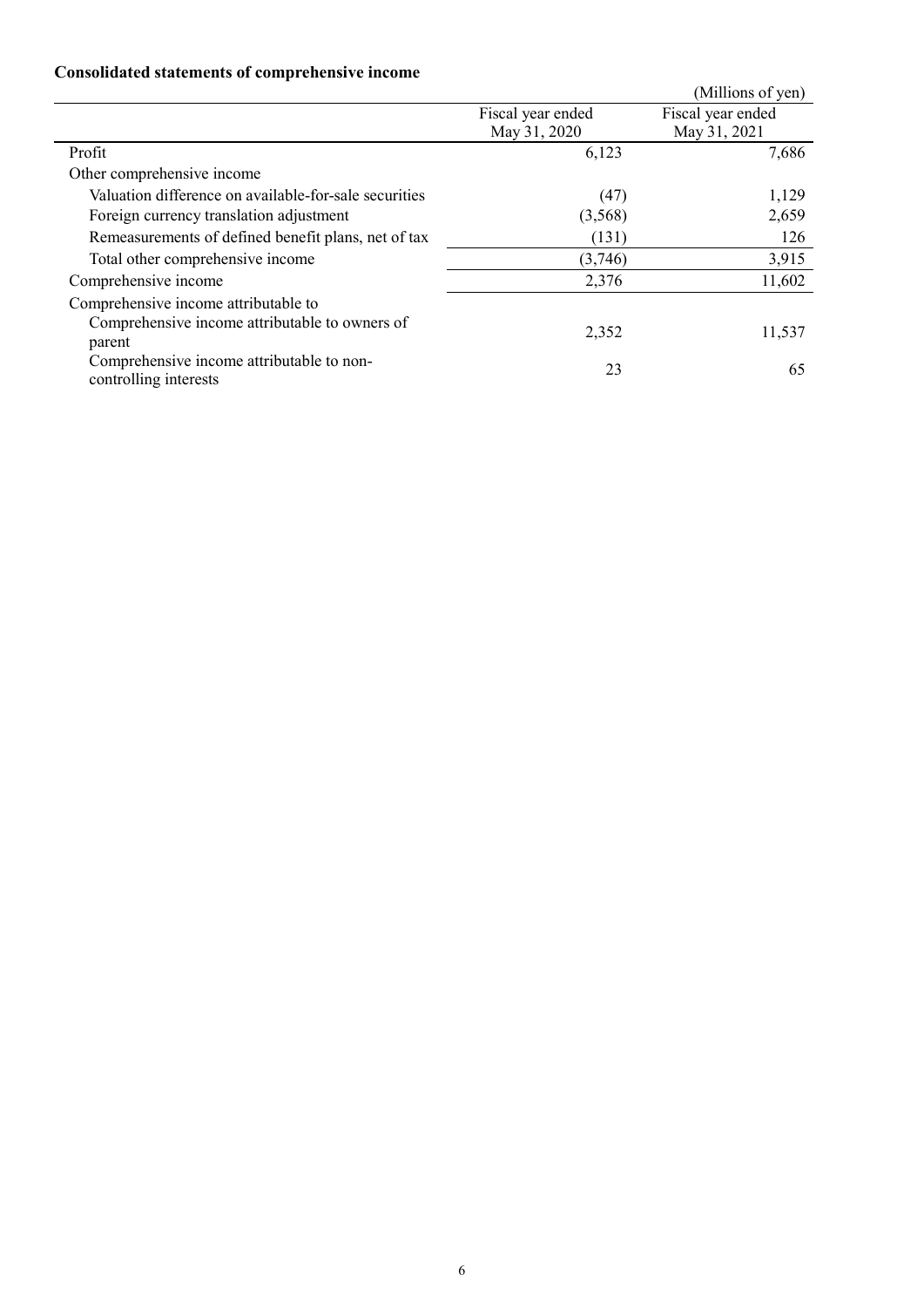**Consolidated statements of comprehensive income**

(Millions of yen)

| | Fiscal year ended May 31, 2020 | Fiscal year ended May 31, 2021 |
|---|---|---|
| Profit | 6,123 | 7,686 |
| Other comprehensive income | | |
| Valuation difference on available-for-sale securities | (47) | 1,129 |
| Foreign currency translation adjustment | (3,568) | 2,659 |
| Remeasurements of defined benefit plans, net of tax | (131) | 126 |
| Total other comprehensive income | (3,746) | 3,915 |
| Comprehensive income | 2,376 | 11,602 |
| Comprehensive income attributable to | | |
| Comprehensive income attributable to owners of parent | 2,352 | 11,537 |
| Comprehensive income attributable to non-controlling interests | 23 | 65 |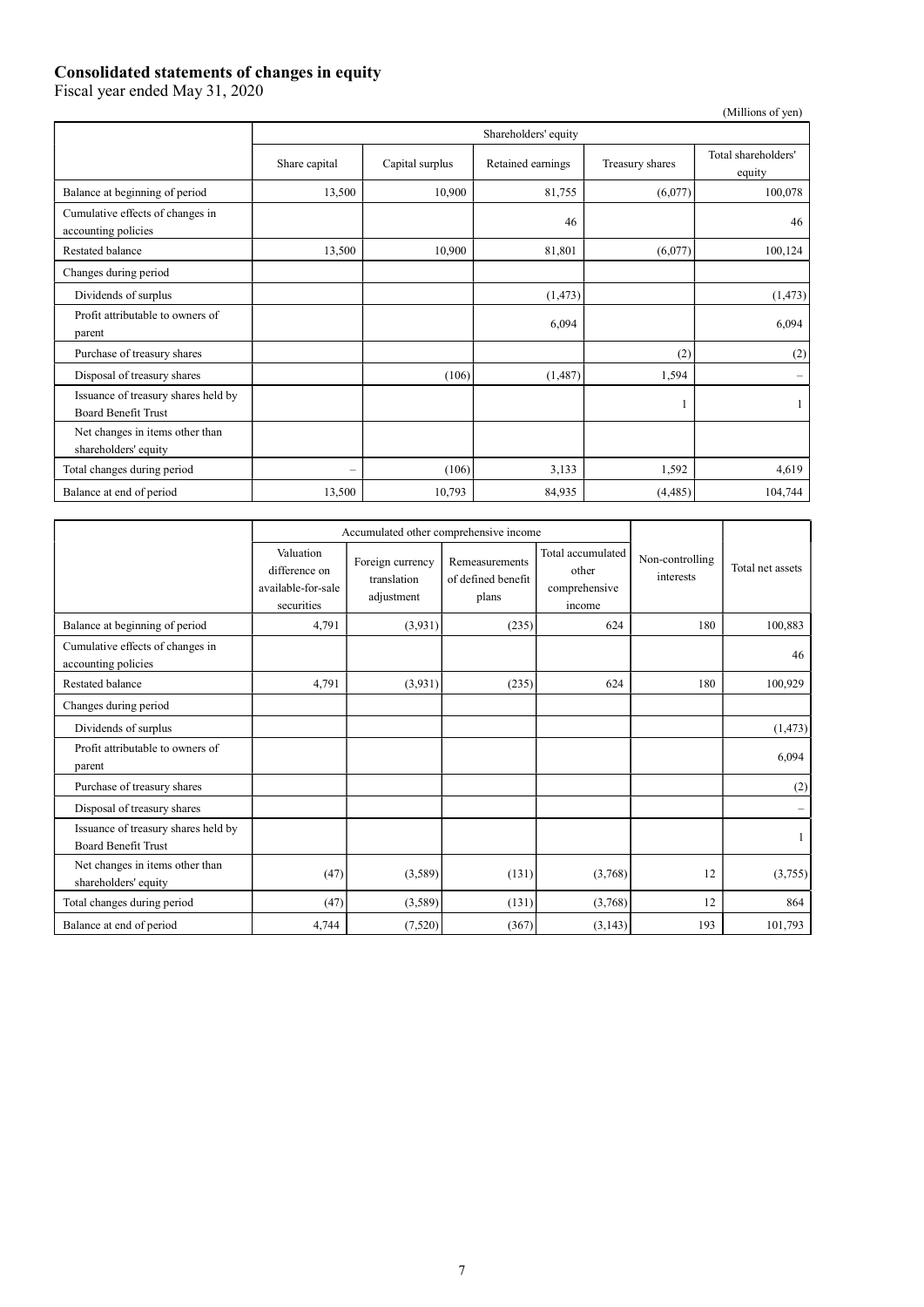# Consolidated statements of changes in equity

Fiscal year ended May 31, 2020

(Millions of yen)

| | Shareholders' equity | | | | |
|---|---|---|---|---|---|
| | Share capital | Capital surplus | Retained earnings | Treasury shares | Total shareholders' equity |
| Balance at beginning of period | 13,500 | 10,900 | 81,755 | (6,077) | 100,078 |
| Cumulative effects of changes in accounting policies | | | 46 | | 46 |
| Restated balance | 13,500 | 10,900 | 81,801 | (6,077) | 100,124 |
| Changes during period | | | | | |
| Dividends of surplus | | | (1,473) | | (1,473) |
| Profit attributable to owners of parent | | | 6,094 | | 6,094 |
| Purchase of treasury shares | | | | (2) | (2) |
| Disposal of treasury shares | | (106) | (1,487) | 1,594 | – |
| Issuance of treasury shares held by Board Benefit Trust | | | | 1 | 1 |
| Net changes in items other than shareholders' equity | | | | | |
| Total changes during period | – | (106) | 3,133 | 1,592 | 4,619 |
| Balance at end of period | 13,500 | 10,793 | 84,935 | (4,485) | 104,744 |

| | Accumulated other comprehensive income | | | | Non-controlling interests | Total net assets |
|---|---|---|---|---|---|---|
| | Valuation difference on available-for-sale securities | Foreign currency translation adjustment | Remeasurements of defined benefit plans | Total accumulated other comprehensive income | | |
| Balance at beginning of period | 4,791 | (3,931) | (235) | 624 | 180 | 100,883 |
| Cumulative effects of changes in accounting policies | | | | | | 46 |
| Restated balance | 4,791 | (3,931) | (235) | 624 | 180 | 100,929 |
| Changes during period | | | | | | |
| Dividends of surplus | | | | | | (1,473) |
| Profit attributable to owners of parent | | | | | | 6,094 |
| Purchase of treasury shares | | | | | | (2) |
| Disposal of treasury shares | | | | | | – |
| Issuance of treasury shares held by Board Benefit Trust | | | | | | 1 |
| Net changes in items other than shareholders' equity | (47) | (3,589) | (131) | (3,768) | 12 | (3,755) |
| Total changes during period | (47) | (3,589) | (131) | (3,768) | 12 | 864 |
| Balance at end of period | 4,744 | (7,520) | (367) | (3,143) | 193 | 101,793 |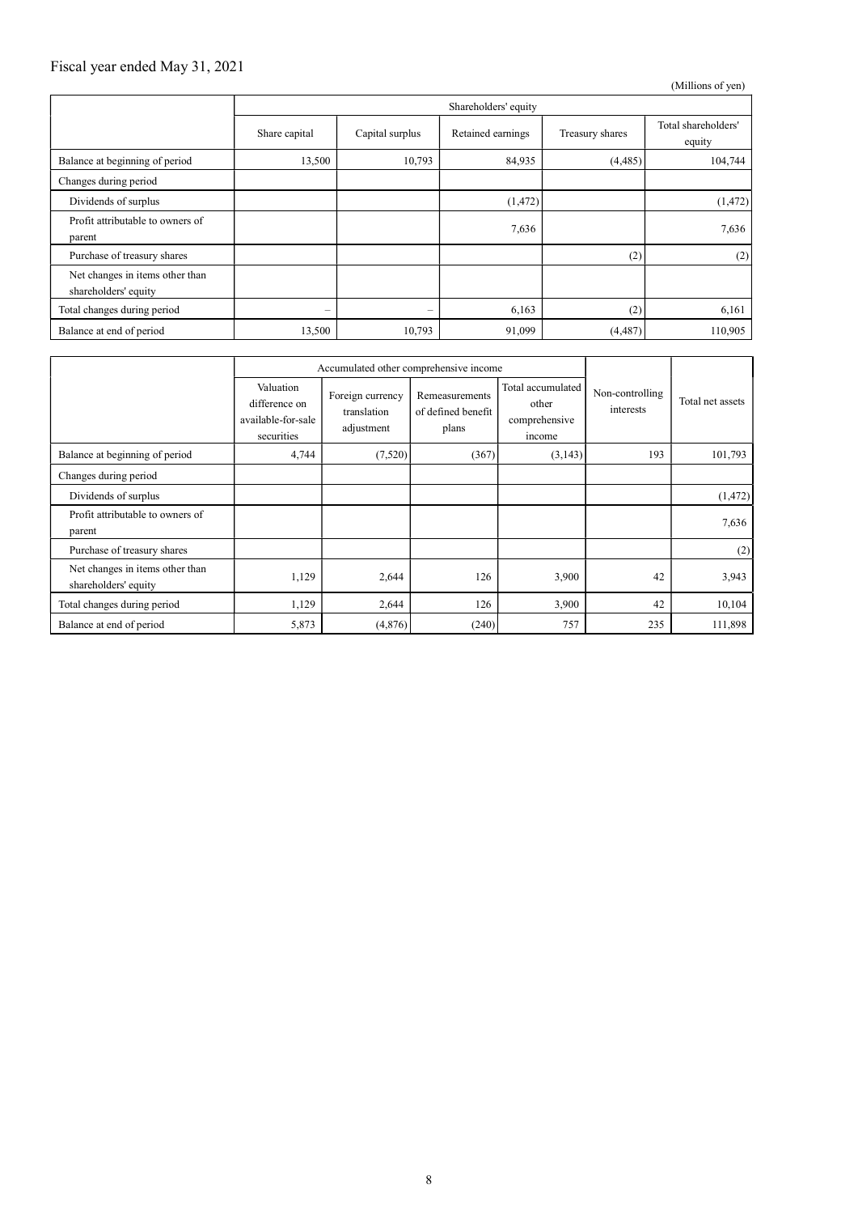Fiscal year ended May 31, 2021

(Millions of yen)

| | Shareholders' equity | | | | |
|---|---|---|---|---|---|
| | Share capital | Capital surplus | Retained earnings | Treasury shares | Total shareholders' equity |
| Balance at beginning of period | 13,500 | 10,793 | 84,935 | (4,485) | 104,744 |
| Changes during period | | | | | |
| Dividends of surplus | | | (1,472) | | (1,472) |
| Profit attributable to owners of parent | | | 7,636 | | 7,636 |
| Purchase of treasury shares | | | | (2) | (2) |
| Net changes in items other than shareholders' equity | | | | | |
| Total changes during period | – | – | 6,163 | (2) | 6,161 |
| Balance at end of period | 13,500 | 10,793 | 91,099 | (4,487) | 110,905 |

| | Accumulated other comprehensive income | | | | Non-controlling interests | Total net assets |
|---|---|---|---|---|---|---|
| | Valuation difference on available-for-sale securities | Foreign currency translation adjustment | Remeasurements of defined benefit plans | Total accumulated other comprehensive income | | |
| Balance at beginning of period | 4,744 | (7,520) | (367) | (3,143) | 193 | 101,793 |
| Changes during period | | | | | | |
| Dividends of surplus | | | | | | (1,472) |
| Profit attributable to owners of parent | | | | | | 7,636 |
| Purchase of treasury shares | | | | | | (2) |
| Net changes in items other than shareholders' equity | 1,129 | 2,644 | 126 | 3,900 | 42 | 3,943 |
| Total changes during period | 1,129 | 2,644 | 126 | 3,900 | 42 | 10,104 |
| Balance at end of period | 5,873 | (4,876) | (240) | 757 | 235 | 111,898 |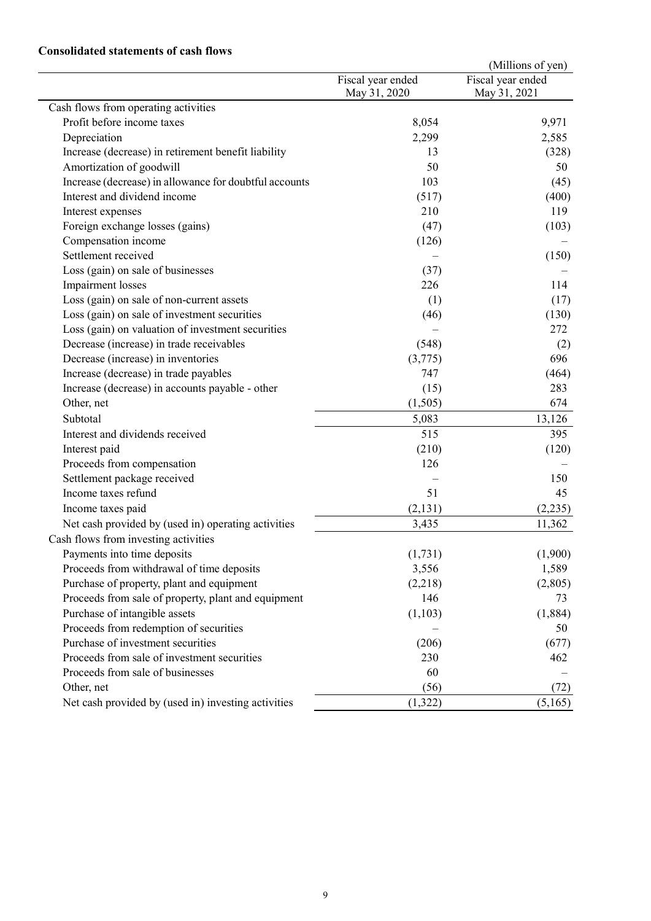**Consolidated statements of cash flows**

(Millions of yen)

| | Fiscal year ended May 31, 2020 | Fiscal year ended May 31, 2021 |
|---|---|---|
| Cash flows from operating activities | | |
| Profit before income taxes | 8,054 | 9,971 |
| Depreciation | 2,299 | 2,585 |
| Increase (decrease) in retirement benefit liability | 13 | (328) |
| Amortization of goodwill | 50 | 50 |
| Increase (decrease) in allowance for doubtful accounts | 103 | (45) |
| Interest and dividend income | (517) | (400) |
| Interest expenses | 210 | 119 |
| Foreign exchange losses (gains) | (47) | (103) |
| Compensation income | (126) | – |
| Settlement received | – | (150) |
| Loss (gain) on sale of businesses | (37) | – |
| Impairment losses | 226 | 114 |
| Loss (gain) on sale of non-current assets | (1) | (17) |
| Loss (gain) on sale of investment securities | (46) | (130) |
| Loss (gain) on valuation of investment securities | – | 272 |
| Decrease (increase) in trade receivables | (548) | (2) |
| Decrease (increase) in inventories | (3,775) | 696 |
| Increase (decrease) in trade payables | 747 | (464) |
| Increase (decrease) in accounts payable - other | (15) | 283 |
| Other, net | (1,505) | 674 |
| Subtotal | 5,083 | 13,126 |
| Interest and dividends received | 515 | 395 |
| Interest paid | (210) | (120) |
| Proceeds from compensation | 126 | – |
| Settlement package received | – | 150 |
| Income taxes refund | 51 | 45 |
| Income taxes paid | (2,131) | (2,235) |
| Net cash provided by (used in) operating activities | 3,435 | 11,362 |
| Cash flows from investing activities | | |
| Payments into time deposits | (1,731) | (1,900) |
| Proceeds from withdrawal of time deposits | 3,556 | 1,589 |
| Purchase of property, plant and equipment | (2,218) | (2,805) |
| Proceeds from sale of property, plant and equipment | 146 | 73 |
| Purchase of intangible assets | (1,103) | (1,884) |
| Proceeds from redemption of securities | – | 50 |
| Purchase of investment securities | (206) | (677) |
| Proceeds from sale of investment securities | 230 | 462 |
| Proceeds from sale of businesses | 60 | – |
| Other, net | (56) | (72) |
| Net cash provided by (used in) investing activities | (1,322) | (5,165) |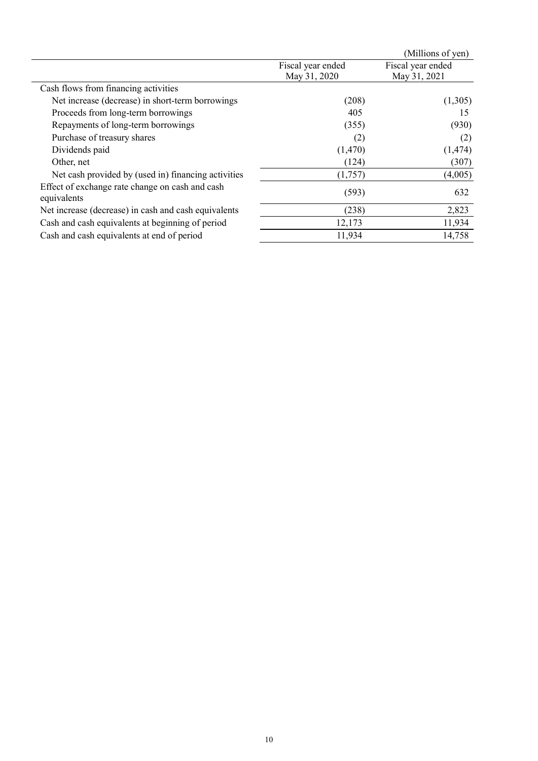(Millions of yen)

| | Fiscal year ended May 31, 2020 | Fiscal year ended May 31, 2021 |
|---|---|---|
| Cash flows from financing activities | | |
| Net increase (decrease) in short-term borrowings | (208) | (1,305) |
| Proceeds from long-term borrowings | 405 | 15 |
| Repayments of long-term borrowings | (355) | (930) |
| Purchase of treasury shares | (2) | (2) |
| Dividends paid | (1,470) | (1,474) |
| Other, net | (124) | (307) |
| Net cash provided by (used in) financing activities | (1,757) | (4,005) |
| Effect of exchange rate change on cash and cash equivalents | (593) | 632 |
| Net increase (decrease) in cash and cash equivalents | (238) | 2,823 |
| Cash and cash equivalents at beginning of period | 12,173 | 11,934 |
| Cash and cash equivalents at end of period | 11,934 | 14,758 |